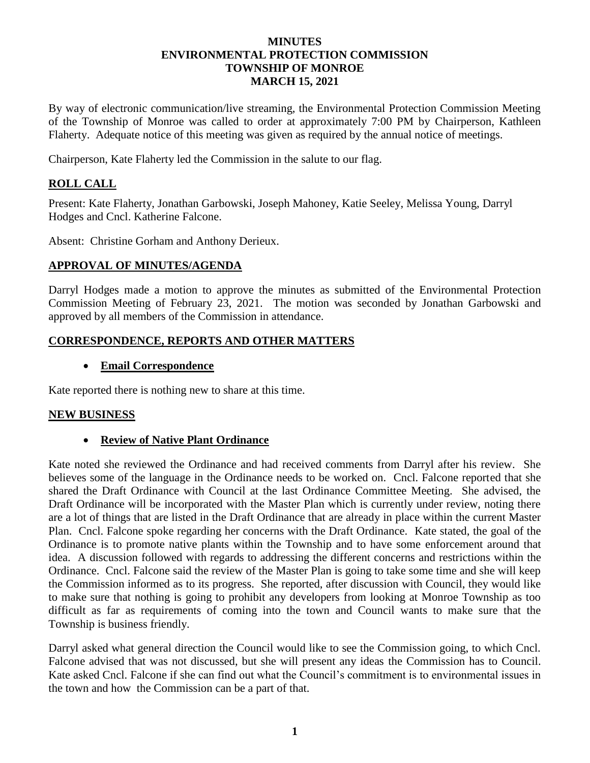# MINUTES
# ENVIRONMENTAL PROTECTION COMMISSION
# TOWNSHIP OF MONROE
# MARCH 15, 2021

By way of electronic communication/live streaming, the Environmental Protection Commission Meeting of the Township of Monroe was called to order at approximately 7:00 PM by Chairperson, Kathleen Flaherty. Adequate notice of this meeting was given as required by the annual notice of meetings.

Chairperson, Kate Flaherty led the Commission in the salute to our flag.

## ROLL CALL

Present: Kate Flaherty, Jonathan Garbowski, Joseph Mahoney, Katie Seeley, Melissa Young, Darryl Hodges and Cncl. Katherine Falcone.

Absent: Christine Gorham and Anthony Derieux.

## APPROVAL OF MINUTES/AGENDA

Darryl Hodges made a motion to approve the minutes as submitted of the Environmental Protection Commission Meeting of February 23, 2021. The motion was seconded by Jonathan Garbowski and approved by all members of the Commission in attendance.

## CORRESPONDENCE, REPORTS AND OTHER MATTERS

- **Email Correspondence**

Kate reported there is nothing new to share at this time.

## NEW BUSINESS

- **Review of Native Plant Ordinance**

Kate noted she reviewed the Ordinance and had received comments from Darryl after his review. She believes some of the language in the Ordinance needs to be worked on. Cncl. Falcone reported that she shared the Draft Ordinance with Council at the last Ordinance Committee Meeting. She advised, the Draft Ordinance will be incorporated with the Master Plan which is currently under review, noting there are a lot of things that are listed in the Draft Ordinance that are already in place within the current Master Plan. Cncl. Falcone spoke regarding her concerns with the Draft Ordinance. Kate stated, the goal of the Ordinance is to promote native plants within the Township and to have some enforcement around that idea. A discussion followed with regards to addressing the different concerns and restrictions within the Ordinance. Cncl. Falcone said the review of the Master Plan is going to take some time and she will keep the Commission informed as to its progress. She reported, after discussion with Council, they would like to make sure that nothing is going to prohibit any developers from looking at Monroe Township as too difficult as far as requirements of coming into the town and Council wants to make sure that the Township is business friendly.

Darryl asked what general direction the Council would like to see the Commission going, to which Cncl. Falcone advised that was not discussed, but she will present any ideas the Commission has to Council. Kate asked Cncl. Falcone if she can find out what the Council's commitment is to environmental issues in the town and how the Commission can be a part of that.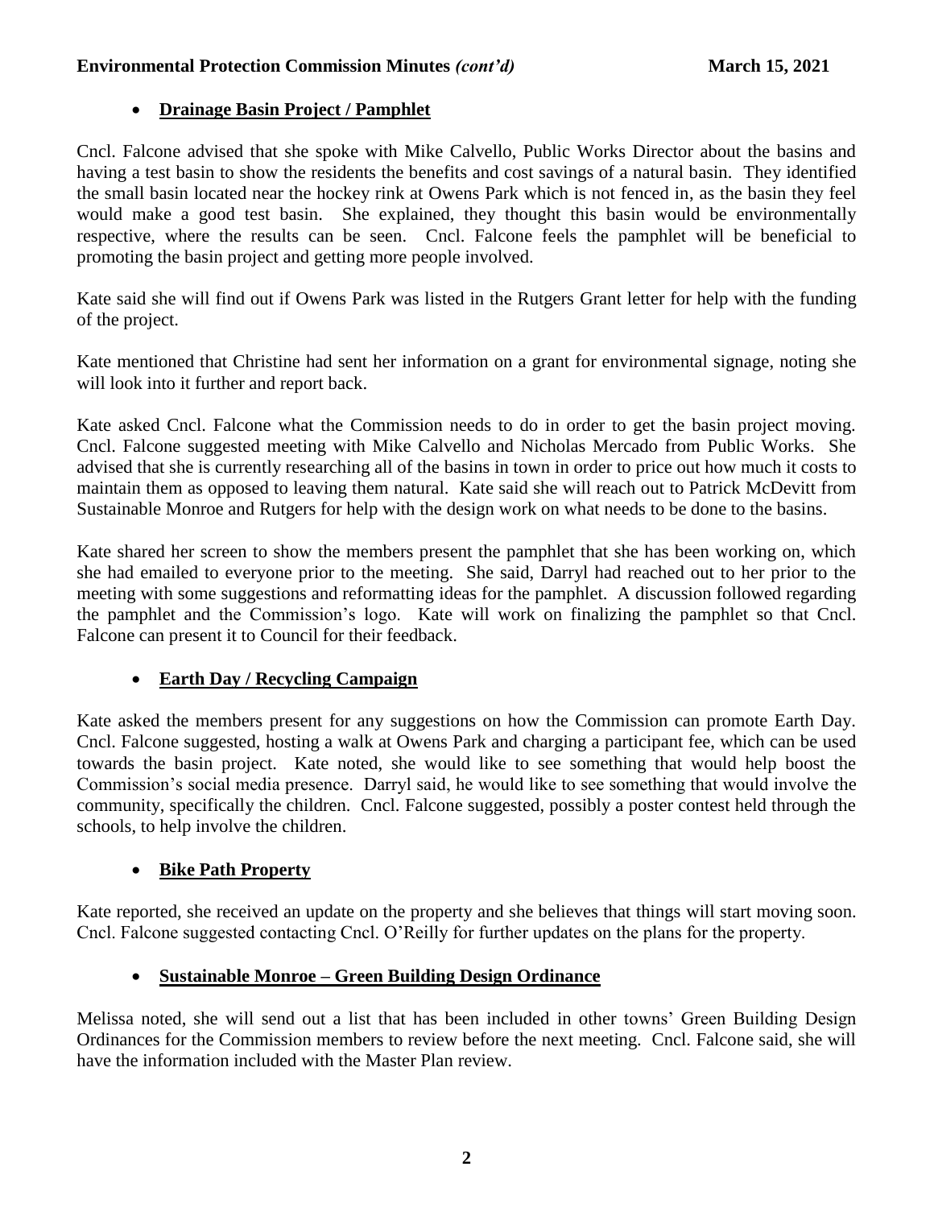- **Drainage Basin Project / Pamphlet**

Cncl. Falcone advised that she spoke with Mike Calvello, Public Works Director about the basins and having a test basin to show the residents the benefits and cost savings of a natural basin. They identified the small basin located near the hockey rink at Owens Park which is not fenced in, as the basin they feel would make a good test basin. She explained, they thought this basin would be environmentally respective, where the results can be seen. Cncl. Falcone feels the pamphlet will be beneficial to promoting the basin project and getting more people involved.

Kate said she will find out if Owens Park was listed in the Rutgers Grant letter for help with the funding of the project.

Kate mentioned that Christine had sent her information on a grant for environmental signage, noting she will look into it further and report back.

Kate asked Cncl. Falcone what the Commission needs to do in order to get the basin project moving. Cncl. Falcone suggested meeting with Mike Calvello and Nicholas Mercado from Public Works. She advised that she is currently researching all of the basins in town in order to price out how much it costs to maintain them as opposed to leaving them natural. Kate said she will reach out to Patrick McDevitt from Sustainable Monroe and Rutgers for help with the design work on what needs to be done to the basins.

Kate shared her screen to show the members present the pamphlet that she has been working on, which she had emailed to everyone prior to the meeting. She said, Darryl had reached out to her prior to the meeting with some suggestions and reformatting ideas for the pamphlet. A discussion followed regarding the pamphlet and the Commission's logo. Kate will work on finalizing the pamphlet so that Cncl. Falcone can present it to Council for their feedback.

- **Earth Day / Recycling Campaign**

Kate asked the members present for any suggestions on how the Commission can promote Earth Day. Cncl. Falcone suggested, hosting a walk at Owens Park and charging a participant fee, which can be used towards the basin project. Kate noted, she would like to see something that would help boost the Commission's social media presence. Darryl said, he would like to see something that would involve the community, specifically the children. Cncl. Falcone suggested, possibly a poster contest held through the schools, to help involve the children.

- **Bike Path Property**

Kate reported, she received an update on the property and she believes that things will start moving soon. Cncl. Falcone suggested contacting Cncl. O'Reilly for further updates on the plans for the property.

- **Sustainable Monroe – Green Building Design Ordinance**

Melissa noted, she will send out a list that has been included in other towns' Green Building Design Ordinances for the Commission members to review before the next meeting. Cncl. Falcone said, she will have the information included with the Master Plan review.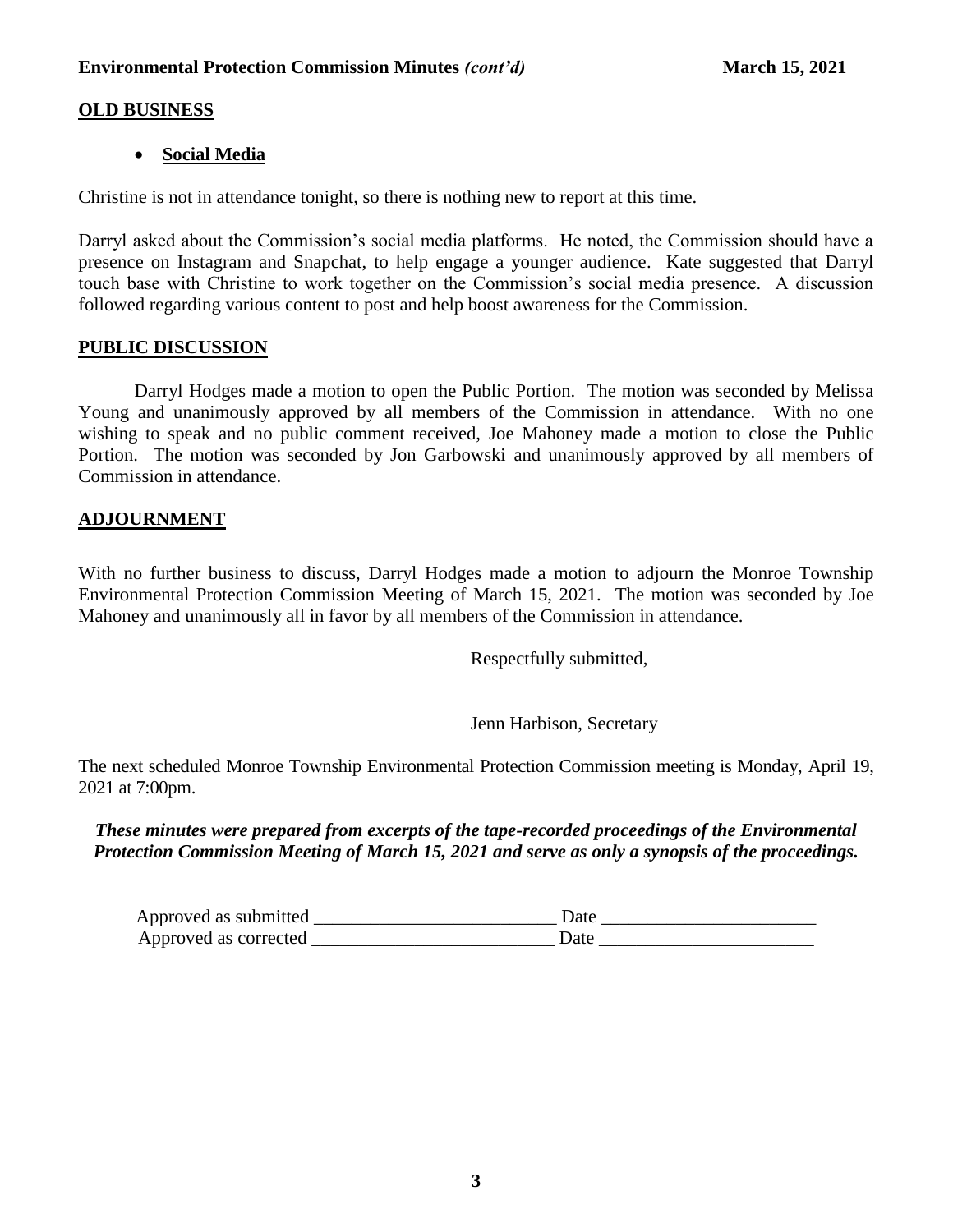## OLD BUSINESS

- **Social Media**

Christine is not in attendance tonight, so there is nothing new to report at this time.

Darryl asked about the Commission's social media platforms. He noted, the Commission should have a presence on Instagram and Snapchat, to help engage a younger audience. Kate suggested that Darryl touch base with Christine to work together on the Commission's social media presence. A discussion followed regarding various content to post and help boost awareness for the Commission.

## PUBLIC DISCUSSION

Darryl Hodges made a motion to open the Public Portion. The motion was seconded by Melissa Young and unanimously approved by all members of the Commission in attendance. With no one wishing to speak and no public comment received, Joe Mahoney made a motion to close the Public Portion. The motion was seconded by Jon Garbowski and unanimously approved by all members of Commission in attendance.

## ADJOURNMENT

With no further business to discuss, Darryl Hodges made a motion to adjourn the Monroe Township Environmental Protection Commission Meeting of March 15, 2021. The motion was seconded by Joe Mahoney and unanimously all in favor by all members of the Commission in attendance.

Respectfully submitted,

Jenn Harbison, Secretary

The next scheduled Monroe Township Environmental Protection Commission meeting is Monday, April 19, 2021 at 7:00pm.

***These minutes were prepared from excerpts of the tape-recorded proceedings of the Environmental Protection Commission Meeting of March 15, 2021 and serve as only a synopsis of the proceedings.***

Approved as submitted __________________________ Date _______________________

Approved as corrected __________________________ Date _______________________